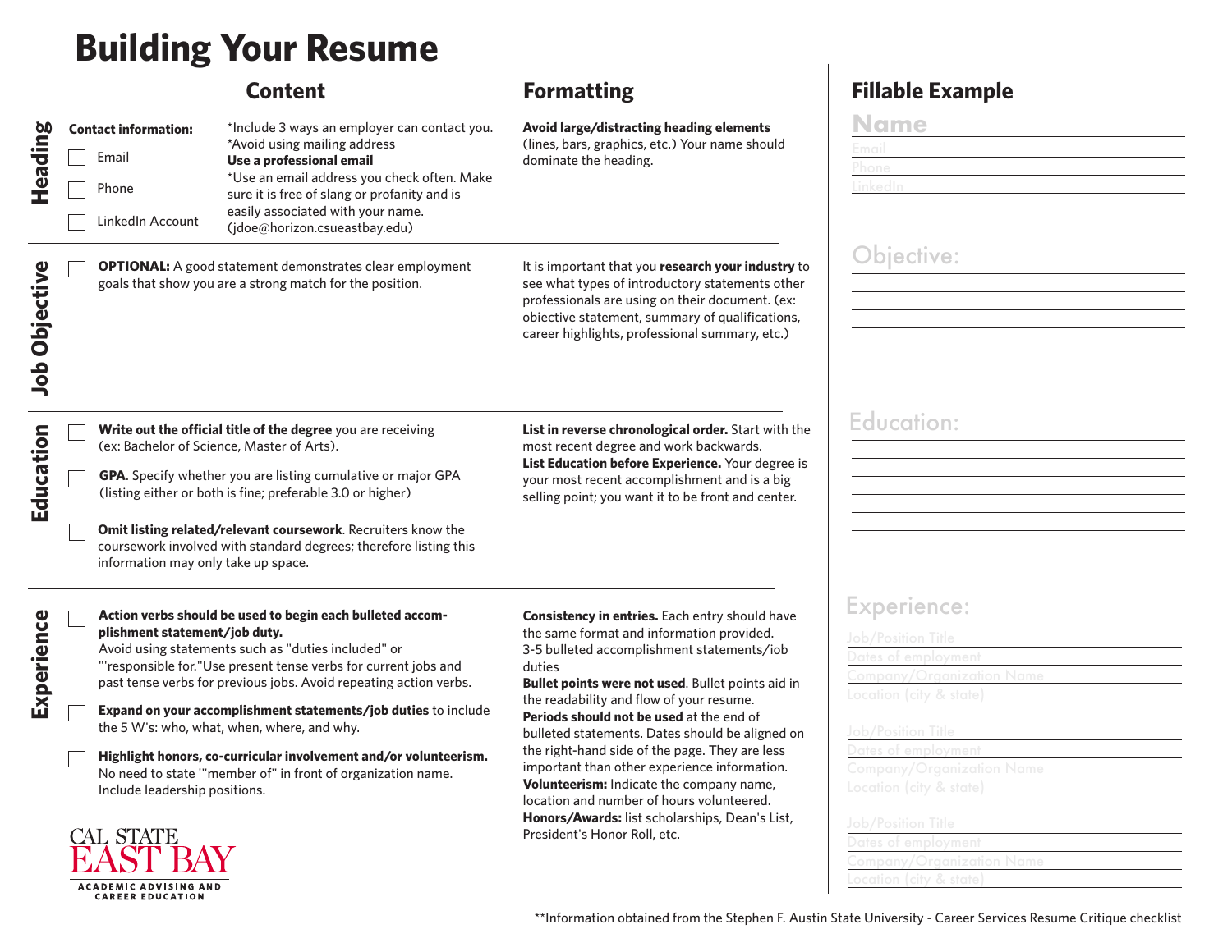# Building Your Resume

## Content / Formatting

### Heading

**Content**

**Contact information:**

- [ ] Email
- [ ] Phone
- [ ] LinkedIn Account

*Include 3 ways an employer can contact you.
*Avoid using mailing address
**Use a professional email**
*Use an email address you check often. Make sure it is free of slang or profanity and is easily associated with your name. (jdoe@horizon.csueastbay.edu)

**Formatting**

**Avoid large/distracting heading elements** (lines, bars, graphics, etc.) Your name should dominate the heading.

### Job Objective

**Content**

- [ ] **OPTIONAL:** A good statement demonstrates clear employment goals that show you are a strong match for the position.

**Formatting**

It is important that you **research your industry** to see what types of introductory statements other professionals are using on their document. (ex: obiective statement, summary of qualifications, career highlights, professional summary, etc.)

### Education

**Content**

- [ ] **Write out the official title of the degree** you are receiving (ex: Bachelor of Science, Master of Arts).
- [ ] **GPA**. Specify whether you are listing cumulative or major GPA (listing either or both is fine; preferable 3.0 or higher)
- [ ] **Omit listing related/relevant coursework**. Recruiters know the coursework involved with standard degrees; therefore listing this information may only take up space.

**Formatting**

**List in reverse chronological order.** Start with the most recent degree and work backwards.
**List Education before Experience.** Your degree is your most recent accomplishment and is a big selling point; you want it to be front and center.

### Experience

**Content**

- [ ] **Action verbs should be used to begin each bulleted accomplishment statement/job duty.** Avoid using statements such as "duties included" or '"responsible for."Use present tense verbs for current jobs and past tense verbs for previous jobs. Avoid repeating action verbs.
- [ ] **Expand on your accomplishment statements/job duties** to include the 5 W's: who, what, when, where, and why.
- [ ] **Highlight honors, co-curricular involvement and/or volunteerism.** No need to state '"member of" in front of organization name. Include leadership positions.

**Formatting**

**Consistency in entries.** Each entry should have the same format and information provided.
3-5 bulleted accomplishment statements/iob duties
**Bullet points were not used**. Bullet points aid in the readability and flow of your resume.
**Periods should not be used** at the end of bulleted statements. Dates should be aligned on the right-hand side of the page. They are less important than other experience information.
**Volunteerism:** Indicate the company name, location and number of hours volunteered.
**Honors/Awards:** list scholarships, Dean's List, President's Honor Roll, etc.

CAL STATE EAST BAY
ACADEMIC ADVISING AND CAREER EDUCATION

## Fillable Example

**Name**

Email ______________________
Phone ______________________
LinkedIn ______________________

**Objective:**

______________________
______________________
______________________
______________________
______________________

**Education:**

______________________
______________________
______________________
______________________
______________________

**Experience:**

Job/Position Title ______________________
Dates of employment ______________________
Company/Organization Name ______________________
Location (city & state) ______________________

Job/Position Title ______________________
Dates of employment ______________________
Company/Organization Name ______________________
Location (city & state) ______________________

Job/Position Title ______________________
Dates of employment ______________________
Company/Organization Name ______________________
Location (city & state) ______________________

**Information obtained from the Stephen F. Austin State University - Career Services Resume Critique checklist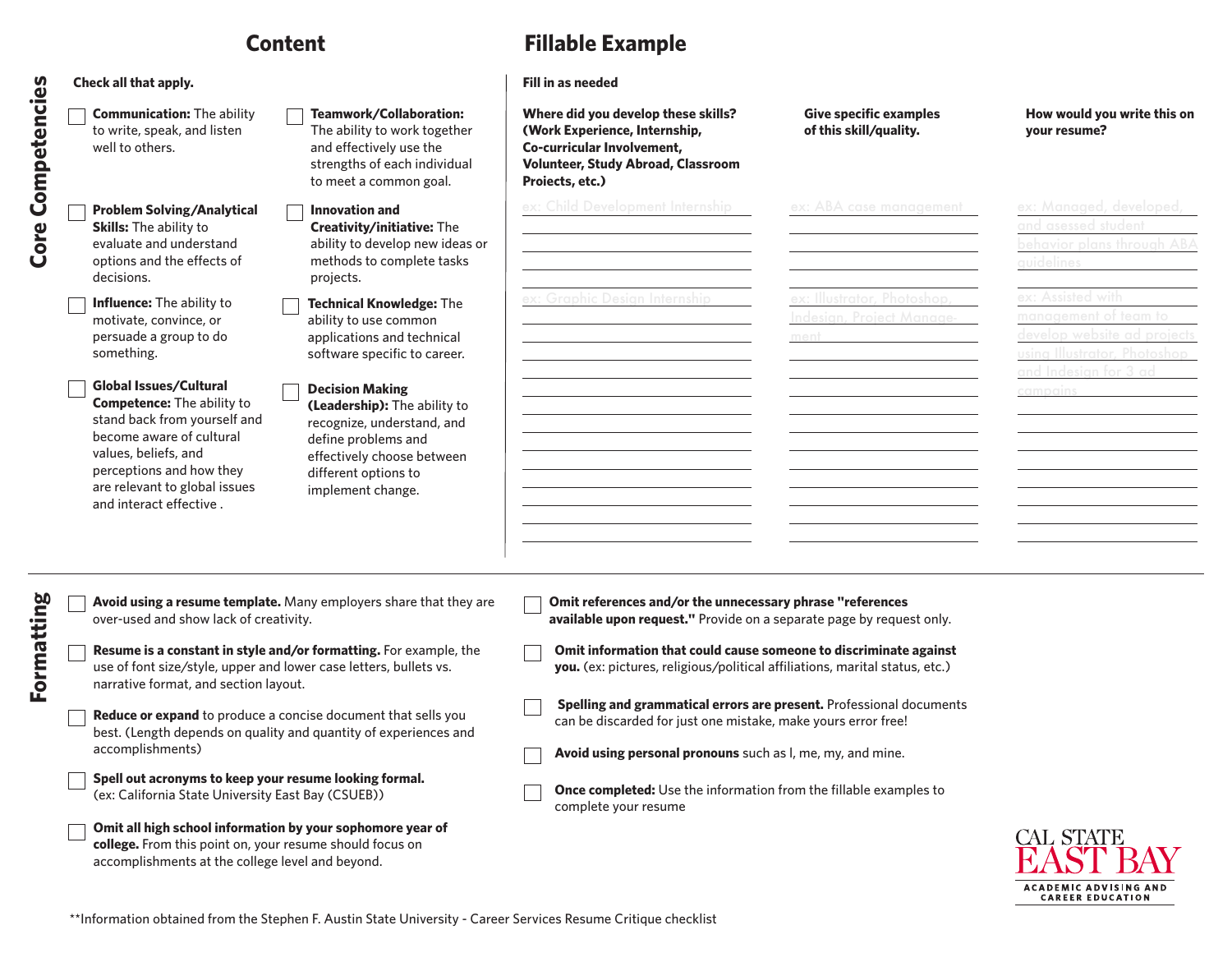## Core Competencies

### Content

**Check all that apply.**

- ☐ **Communication:** The ability to write, speak, and listen well to others.
- ☐ **Teamwork/Collaboration:** The ability to work together and effectively use the strengths of each individual to meet a common goal.
- ☐ **Problem Solving/Analytical Skills:** The ability to evaluate and understand options and the effects of decisions.
- ☐ **Innovation and Creativity/initiative:** The ability to develop new ideas or methods to complete tasks projects.
- ☐ **Influence:** The ability to motivate, convince, or persuade a group to do something.
- ☐ **Technical Knowledge:** The ability to use common applications and technical software specific to career.
- ☐ **Global Issues/Cultural Competence:** The ability to stand back from yourself and become aware of cultural values, beliefs, and perceptions and how they are relevant to global issues and interact effective .
- ☐ **Decision Making (Leadership):** The ability to recognize, understand, and define problems and effectively choose between different options to implement change.

### Fillable Example

**Fill in as needed**

| Where did you develop these skills? (Work Experience, Internship, Co-curricular Involvement, Volunteer, Study Abroad, Classroom Proiects, etc.) | Give specific examples of this skill/quality. | How would you write this on your resume? |
|---|---|---|
| ex: Child Development Internship | ex: ABA case management | ex: Managed, developed, and asessed student behavior plans through ABA guidelines |
| ex: Graphic Design Internship | ex: Illustrator, Photoshop, Indesign, Project Manage-ment | ex: Assisted with management of team to develop website ad projects using Illustrator, Photoshop and Indesign for 3 ad campains |

## Formatting

- ☐ **Avoid using a resume template.** Many employers share that they are over-used and show lack of creativity.
- ☐ **Resume is a constant in style and/or formatting.** For example, the use of font size/style, upper and lower case letters, bullets vs. narrative format, and section layout.
- ☐ **Reduce or expand** to produce a concise document that sells you best. (Length depends on quality and quantity of experiences and accomplishments)
- ☐ **Spell out acronyms to keep your resume looking formal.** (ex: California State University East Bay (CSUEB))
- ☐ **Omit all high school information by your sophomore year of college.** From this point on, your resume should focus on accomplishments at the college level and beyond.
- ☐ **Omit references and/or the unnecessary phrase "references available upon request."** Provide on a separate page by request only.
- ☐ **Omit information that could cause someone to discriminate against you.** (ex: pictures, religious/political affiliations, marital status, etc.)
- ☐ **Spelling and grammatical errors are present.** Professional documents can be discarded for just one mistake, make yours error free!
- ☐ **Avoid using personal pronouns** such as I, me, my, and mine.
- ☐ **Once completed:** Use the information from the fillable examples to complete your resume

CAL STATE EAST BAY
ACADEMIC ADVISING AND CAREER EDUCATION

**Information obtained from the Stephen F. Austin State University - Career Services Resume Critique checklist